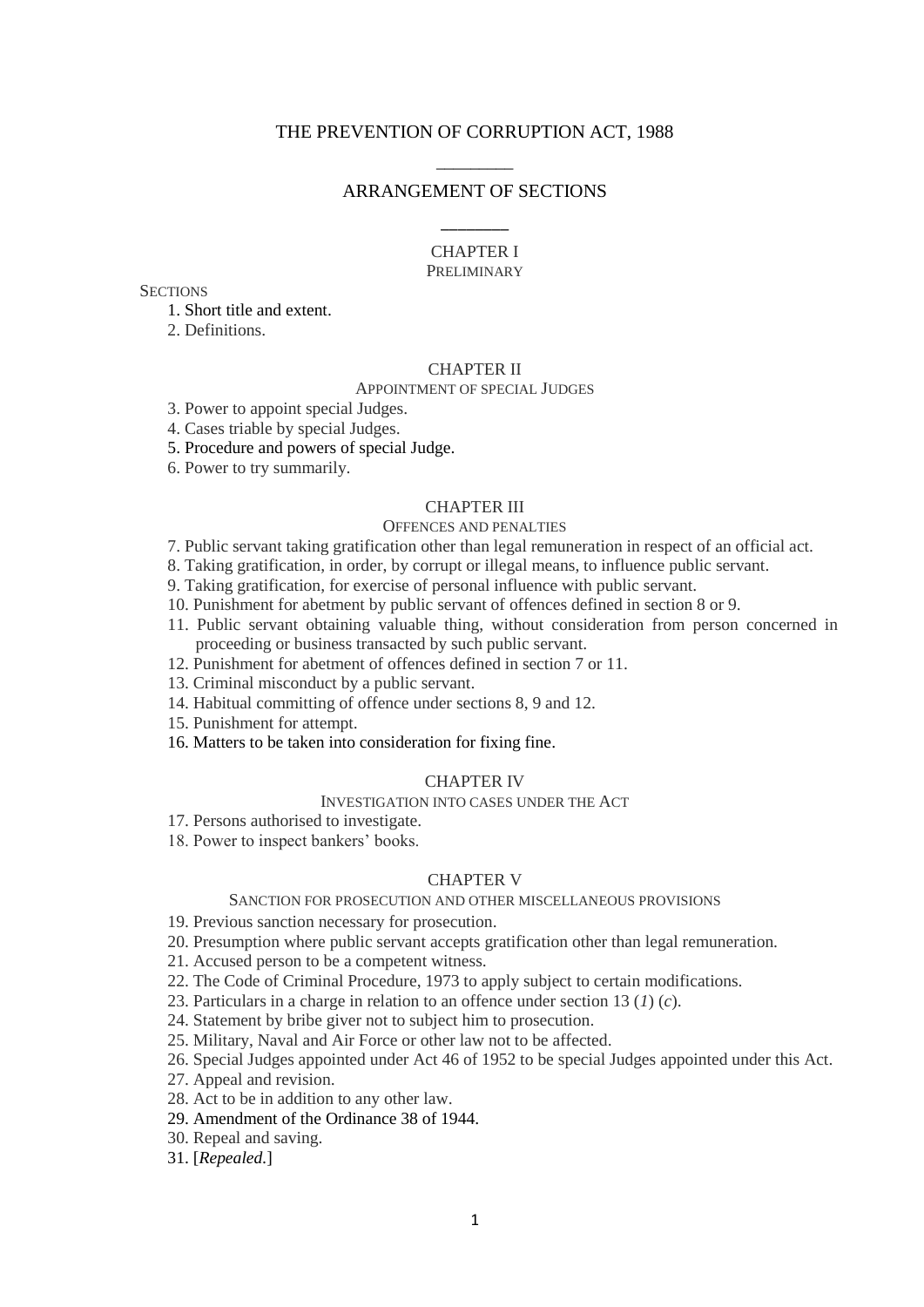# THE PREVENTION OF CORRUPTION ACT, 1988

________

## ARRANGEMENT OF SECTIONS

________

### CHAPTER I

PRELIMINARY

SECTIONS

1. Short title and extent.
2. Definitions.

### CHAPTER II

APPOINTMENT OF SPECIAL JUDGES

3. Power to appoint special Judges.
4. Cases triable by special Judges.
5. Procedure and powers of special Judge.
6. Power to try summarily.

### CHAPTER III

OFFENCES AND PENALTIES

7. Public servant taking gratification other than legal remuneration in respect of an official act.
8. Taking gratification, in order, by corrupt or illegal means, to influence public servant.
9. Taking gratification, for exercise of personal influence with public servant.
10. Punishment for abetment by public servant of offences defined in section 8 or 9.
11. Public servant obtaining valuable thing, without consideration from person concerned in proceeding or business transacted by such public servant.
12. Punishment for abetment of offences defined in section 7 or 11.
13. Criminal misconduct by a public servant.
14. Habitual committing of offence under sections 8, 9 and 12.
15. Punishment for attempt.
16. Matters to be taken into consideration for fixing fine.

### CHAPTER IV

INVESTIGATION INTO CASES UNDER THE ACT

17. Persons authorised to investigate.
18. Power to inspect bankers' books.

### CHAPTER V

SANCTION FOR PROSECUTION AND OTHER MISCELLANEOUS PROVISIONS

19. Previous sanction necessary for prosecution.
20. Presumption where public servant accepts gratification other than legal remuneration.
21. Accused person to be a competent witness.
22. The Code of Criminal Procedure, 1973 to apply subject to certain modifications.
23. Particulars in a charge in relation to an offence under section 13 (*1*) (*c*).
24. Statement by bribe giver not to subject him to prosecution.
25. Military, Naval and Air Force or other law not to be affected.
26. Special Judges appointed under Act 46 of 1952 to be special Judges appointed under this Act.
27. Appeal and revision.
28. Act to be in addition to any other law.
29. Amendment of the Ordinance 38 of 1944.
30. Repeal and saving.
31. [*Repealed.*]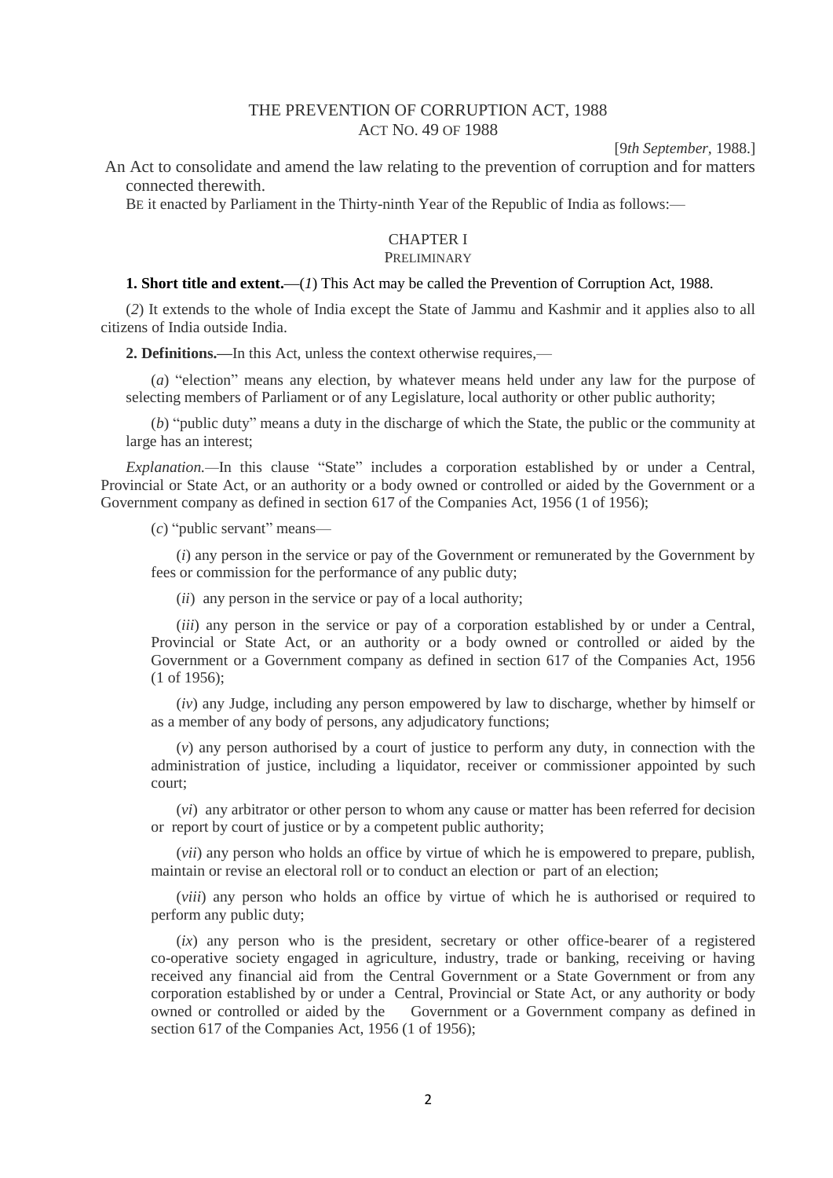# THE PREVENTION OF CORRUPTION ACT, 1988

## ACT NO. 49 OF 1988

[9*th September*, 1988.]

An Act to consolidate and amend the law relating to the prevention of corruption and for matters connected therewith.

BE it enacted by Parliament in the Thirty-ninth Year of the Republic of India as follows:—

## CHAPTER I

### PRELIMINARY

**1. Short title and extent.**—(*1*) This Act may be called the Prevention of Corruption Act, 1988.

(*2*) It extends to the whole of India except the State of Jammu and Kashmir and it applies also to all citizens of India outside India.

**2. Definitions.—**In this Act, unless the context otherwise requires,—

(*a*) "election" means any election, by whatever means held under any law for the purpose of selecting members of Parliament or of any Legislature, local authority or other public authority;

(*b*) "public duty" means a duty in the discharge of which the State, the public or the community at large has an interest;

*Explanation.*—In this clause "State" includes a corporation established by or under a Central, Provincial or State Act, or an authority or a body owned or controlled or aided by the Government or a Government company as defined in section 617 of the Companies Act, 1956 (1 of 1956);

(*c*) "public servant" means—

(*i*) any person in the service or pay of the Government or remunerated by the Government by fees or commission for the performance of any public duty;

(*ii*) any person in the service or pay of a local authority;

(*iii*) any person in the service or pay of a corporation established by or under a Central, Provincial or State Act, or an authority or a body owned or controlled or aided by the Government or a Government company as defined in section 617 of the Companies Act, 1956 (1 of 1956);

(*iv*) any Judge, including any person empowered by law to discharge, whether by himself or as a member of any body of persons, any adjudicatory functions;

(*v*) any person authorised by a court of justice to perform any duty, in connection with the administration of justice, including a liquidator, receiver or commissioner appointed by such court;

(*vi*) any arbitrator or other person to whom any cause or matter has been referred for decision or report by court of justice or by a competent public authority;

(*vii*) any person who holds an office by virtue of which he is empowered to prepare, publish, maintain or revise an electoral roll or to conduct an election or part of an election;

(*viii*) any person who holds an office by virtue of which he is authorised or required to perform any public duty;

(*ix*) any person who is the president, secretary or other office-bearer of a registered co-operative society engaged in agriculture, industry, trade or banking, receiving or having received any financial aid from the Central Government or a State Government or from any corporation established by or under a Central, Provincial or State Act, or any authority or body owned or controlled or aided by the Government or a Government company as defined in section 617 of the Companies Act, 1956 (1 of 1956);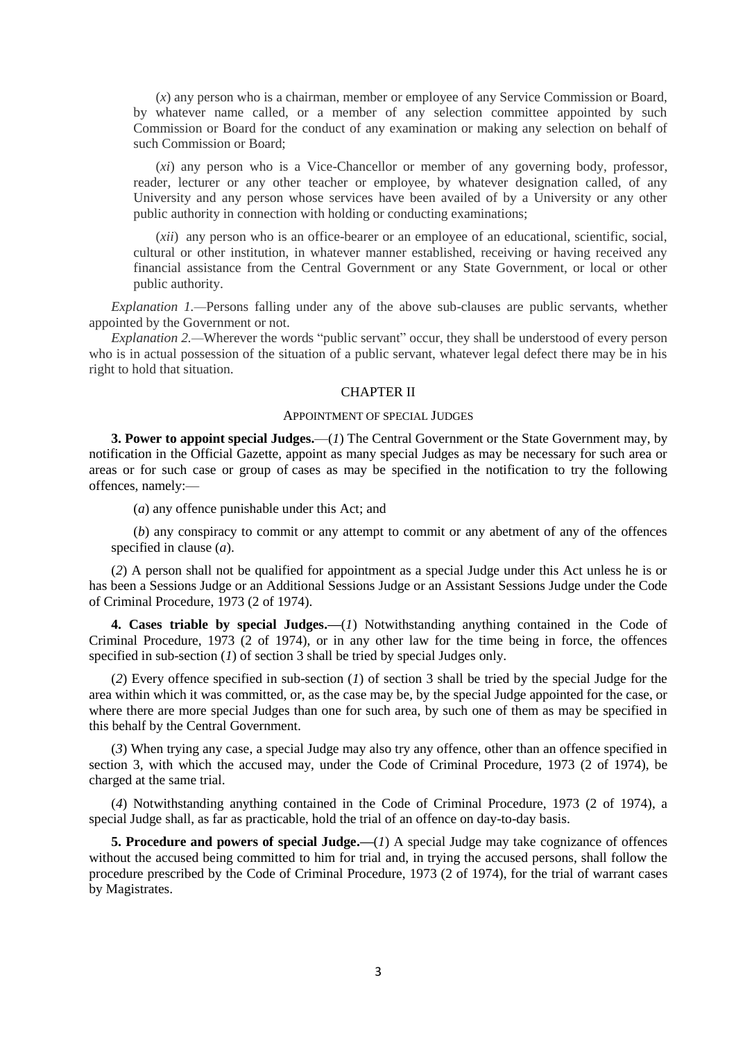(*x*) any person who is a chairman, member or employee of any Service Commission or Board, by whatever name called, or a member of any selection committee appointed by such Commission or Board for the conduct of any examination or making any selection on behalf of such Commission or Board;

(*xi*) any person who is a Vice-Chancellor or member of any governing body, professor, reader, lecturer or any other teacher or employee, by whatever designation called, of any University and any person whose services have been availed of by a University or any other public authority in connection with holding or conducting examinations;

(*xii*) any person who is an office-bearer or an employee of an educational, scientific, social, cultural or other institution, in whatever manner established, receiving or having received any financial assistance from the Central Government or any State Government, or local or other public authority.

*Explanation 1.*—Persons falling under any of the above sub-clauses are public servants, whether appointed by the Government or not.

*Explanation 2.*—Wherever the words "public servant" occur, they shall be understood of every person who is in actual possession of the situation of a public servant, whatever legal defect there may be in his right to hold that situation.

## CHAPTER II

### APPOINTMENT OF SPECIAL JUDGES

**3. Power to appoint special Judges.**—(*1*) The Central Government or the State Government may, by notification in the Official Gazette, appoint as many special Judges as may be necessary for such area or areas or for such case or group of cases as may be specified in the notification to try the following offences, namely:—

(*a*) any offence punishable under this Act; and

(*b*) any conspiracy to commit or any attempt to commit or any abetment of any of the offences specified in clause (*a*).

(*2*) A person shall not be qualified for appointment as a special Judge under this Act unless he is or has been a Sessions Judge or an Additional Sessions Judge or an Assistant Sessions Judge under the Code of Criminal Procedure, 1973 (2 of 1974).

**4. Cases triable by special Judges.—**(*1*) Notwithstanding anything contained in the Code of Criminal Procedure, 1973 (2 of 1974), or in any other law for the time being in force, the offences specified in sub-section (*1*) of section 3 shall be tried by special Judges only.

(*2*) Every offence specified in sub-section (*1*) of section 3 shall be tried by the special Judge for the area within which it was committed, or, as the case may be, by the special Judge appointed for the case, or where there are more special Judges than one for such area, by such one of them as may be specified in this behalf by the Central Government.

(*3*) When trying any case, a special Judge may also try any offence, other than an offence specified in section 3, with which the accused may, under the Code of Criminal Procedure, 1973 (2 of 1974), be charged at the same trial.

(*4*) Notwithstanding anything contained in the Code of Criminal Procedure, 1973 (2 of 1974), a special Judge shall, as far as practicable, hold the trial of an offence on day-to-day basis.

**5. Procedure and powers of special Judge.—**(*1*) A special Judge may take cognizance of offences without the accused being committed to him for trial and, in trying the accused persons, shall follow the procedure prescribed by the Code of Criminal Procedure, 1973 (2 of 1974), for the trial of warrant cases by Magistrates.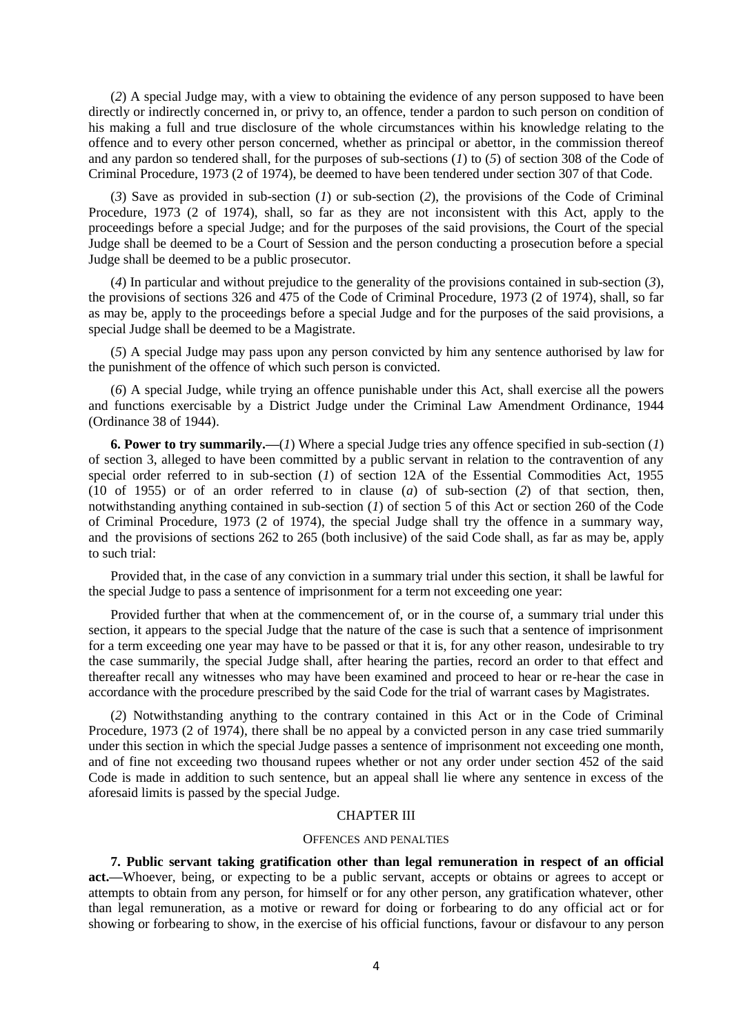(*2*) A special Judge may, with a view to obtaining the evidence of any person supposed to have been directly or indirectly concerned in, or privy to, an offence, tender a pardon to such person on condition of his making a full and true disclosure of the whole circumstances within his knowledge relating to the offence and to every other person concerned, whether as principal or abettor, in the commission thereof and any pardon so tendered shall, for the purposes of sub-sections (*1*) to (*5*) of section 308 of the Code of Criminal Procedure, 1973 (2 of 1974), be deemed to have been tendered under section 307 of that Code.

(*3*) Save as provided in sub-section (*1*) or sub-section (*2*), the provisions of the Code of Criminal Procedure, 1973 (2 of 1974), shall, so far as they are not inconsistent with this Act, apply to the proceedings before a special Judge; and for the purposes of the said provisions, the Court of the special Judge shall be deemed to be a Court of Session and the person conducting a prosecution before a special Judge shall be deemed to be a public prosecutor.

(*4*) In particular and without prejudice to the generality of the provisions contained in sub-section (*3*), the provisions of sections 326 and 475 of the Code of Criminal Procedure, 1973 (2 of 1974), shall, so far as may be, apply to the proceedings before a special Judge and for the purposes of the said provisions, a special Judge shall be deemed to be a Magistrate.

(*5*) A special Judge may pass upon any person convicted by him any sentence authorised by law for the punishment of the offence of which such person is convicted.

(*6*) A special Judge, while trying an offence punishable under this Act, shall exercise all the powers and functions exercisable by a District Judge under the Criminal Law Amendment Ordinance, 1944 (Ordinance 38 of 1944).

**6. Power to try summarily.—**(*1*) Where a special Judge tries any offence specified in sub-section (*1*) of section 3, alleged to have been committed by a public servant in relation to the contravention of any special order referred to in sub-section (*1*) of section 12A of the Essential Commodities Act, 1955 (10 of 1955) or of an order referred to in clause (*a*) of sub-section (*2*) of that section, then, notwithstanding anything contained in sub-section (*1*) of section 5 of this Act or section 260 of the Code of Criminal Procedure, 1973 (2 of 1974), the special Judge shall try the offence in a summary way, and the provisions of sections 262 to 265 (both inclusive) of the said Code shall, as far as may be, apply to such trial:

Provided that, in the case of any conviction in a summary trial under this section, it shall be lawful for the special Judge to pass a sentence of imprisonment for a term not exceeding one year:

Provided further that when at the commencement of, or in the course of, a summary trial under this section, it appears to the special Judge that the nature of the case is such that a sentence of imprisonment for a term exceeding one year may have to be passed or that it is, for any other reason, undesirable to try the case summarily, the special Judge shall, after hearing the parties, record an order to that effect and thereafter recall any witnesses who may have been examined and proceed to hear or re-hear the case in accordance with the procedure prescribed by the said Code for the trial of warrant cases by Magistrates.

(*2*) Notwithstanding anything to the contrary contained in this Act or in the Code of Criminal Procedure, 1973 (2 of 1974), there shall be no appeal by a convicted person in any case tried summarily under this section in which the special Judge passes a sentence of imprisonment not exceeding one month, and of fine not exceeding two thousand rupees whether or not any order under section 452 of the said Code is made in addition to such sentence, but an appeal shall lie where any sentence in excess of the aforesaid limits is passed by the special Judge.

## CHAPTER III

### OFFENCES AND PENALTIES

**7. Public servant taking gratification other than legal remuneration in respect of an official act.—**Whoever, being, or expecting to be a public servant, accepts or obtains or agrees to accept or attempts to obtain from any person, for himself or for any other person, any gratification whatever, other than legal remuneration, as a motive or reward for doing or forbearing to do any official act or for showing or forbearing to show, in the exercise of his official functions, favour or disfavour to any person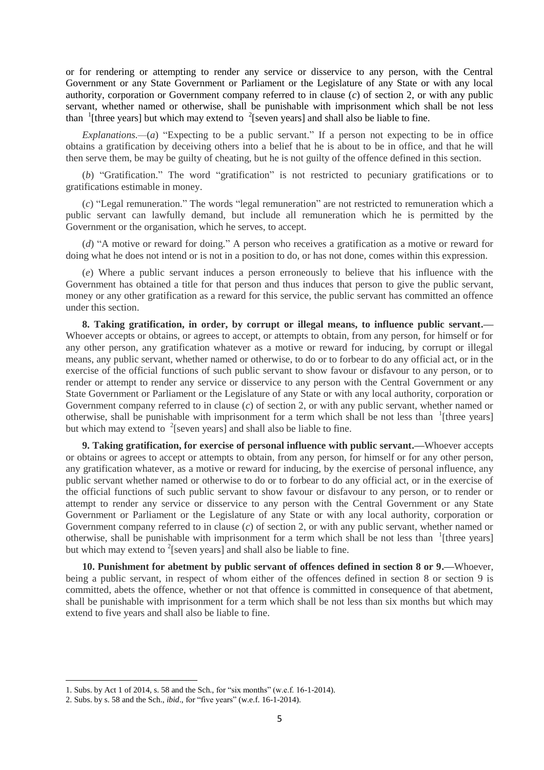or for rendering or attempting to render any service or disservice to any person, with the Central Government or any State Government or Parliament or the Legislature of any State or with any local authority, corporation or Government company referred to in clause (*c*) of section 2, or with any public servant, whether named or otherwise, shall be punishable with imprisonment which shall be not less than [1][three years] but which may extend to [2][seven years] and shall also be liable to fine.

*Explanations.*—(*a*) "Expecting to be a public servant." If a person not expecting to be in office obtains a gratification by deceiving others into a belief that he is about to be in office, and that he will then serve them, be may be guilty of cheating, but he is not guilty of the offence defined in this section.

(*b*) "Gratification." The word "gratification" is not restricted to pecuniary gratifications or to gratifications estimable in money.

(*c*) "Legal remuneration." The words "legal remuneration" are not restricted to remuneration which a public servant can lawfully demand, but include all remuneration which he is permitted by the Government or the organisation, which he serves, to accept.

(*d*) "A motive or reward for doing." A person who receives a gratification as a motive or reward for doing what he does not intend or is not in a position to do, or has not done, comes within this expression.

(*e*) Where a public servant induces a person erroneously to believe that his influence with the Government has obtained a title for that person and thus induces that person to give the public servant, money or any other gratification as a reward for this service, the public servant has committed an offence under this section.

**8. Taking gratification, in order, by corrupt or illegal means, to influence public servant.—** Whoever accepts or obtains, or agrees to accept, or attempts to obtain, from any person, for himself or for any other person, any gratification whatever as a motive or reward for inducing, by corrupt or illegal means, any public servant, whether named or otherwise, to do or to forbear to do any official act, or in the exercise of the official functions of such public servant to show favour or disfavour to any person, or to render or attempt to render any service or disservice to any person with the Central Government or any State Government or Parliament or the Legislature of any State or with any local authority, corporation or Government company referred to in clause (*c*) of section 2, or with any public servant, whether named or otherwise, shall be punishable with imprisonment for a term which shall be not less than [1][three years] but which may extend to [2][seven years] and shall also be liable to fine.

**9. Taking gratification, for exercise of personal influence with public servant.—**Whoever accepts or obtains or agrees to accept or attempts to obtain, from any person, for himself or for any other person, any gratification whatever, as a motive or reward for inducing, by the exercise of personal influence, any public servant whether named or otherwise to do or to forbear to do any official act, or in the exercise of the official functions of such public servant to show favour or disfavour to any person, or to render or attempt to render any service or disservice to any person with the Central Government or any State Government or Parliament or the Legislature of any State or with any local authority, corporation or Government company referred to in clause (*c*) of section 2, or with any public servant, whether named or otherwise, shall be punishable with imprisonment for a term which shall be not less than [1][three years] but which may extend to [2][seven years] and shall also be liable to fine.

**10. Punishment for abetment by public servant of offences defined in section 8 or 9.—**Whoever, being a public servant, in respect of whom either of the offences defined in section 8 or section 9 is committed, abets the offence, whether or not that offence is committed in consequence of that abetment, shall be punishable with imprisonment for a term which shall be not less than six months but which may extend to five years and shall also be liable to fine.

---

1. Subs. by Act 1 of 2014, s. 58 and the Sch., for "six months" (w.e.f. 16-1-2014).
2. Subs. by s. 58 and the Sch., *ibid*., for "five years" (w.e.f. 16-1-2014).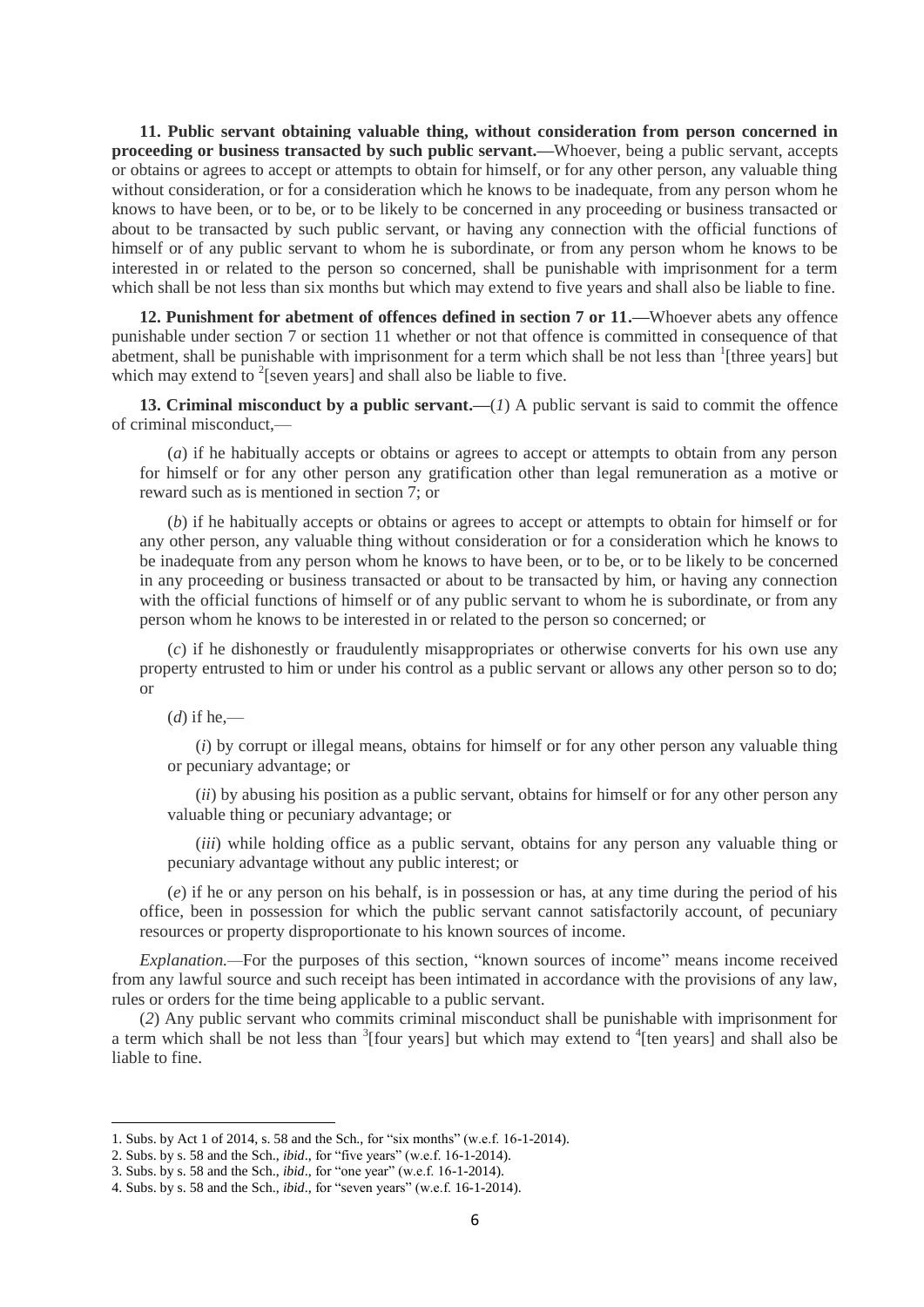**11. Public servant obtaining valuable thing, without consideration from person concerned in proceeding or business transacted by such public servant.—**Whoever, being a public servant, accepts or obtains or agrees to accept or attempts to obtain for himself, or for any other person, any valuable thing without consideration, or for a consideration which he knows to be inadequate, from any person whom he knows to have been, or to be, or to be likely to be concerned in any proceeding or business transacted or about to be transacted by such public servant, or having any connection with the official functions of himself or of any public servant to whom he is subordinate, or from any person whom he knows to be interested in or related to the person so concerned, shall be punishable with imprisonment for a term which shall be not less than six months but which may extend to five years and shall also be liable to fine.

**12. Punishment for abetment of offences defined in section 7 or 11.—**Whoever abets any offence punishable under section 7 or section 11 whether or not that offence is committed in consequence of that abetment, shall be punishable with imprisonment for a term which shall be not less than [1][three years] but which may extend to [2][seven years] and shall also be liable to five.

**13. Criminal misconduct by a public servant.—**(*1*) A public servant is said to commit the offence of criminal misconduct,—

(*a*) if he habitually accepts or obtains or agrees to accept or attempts to obtain from any person for himself or for any other person any gratification other than legal remuneration as a motive or reward such as is mentioned in section 7; or

(*b*) if he habitually accepts or obtains or agrees to accept or attempts to obtain for himself or for any other person, any valuable thing without consideration or for a consideration which he knows to be inadequate from any person whom he knows to have been, or to be, or to be likely to be concerned in any proceeding or business transacted or about to be transacted by him, or having any connection with the official functions of himself or of any public servant to whom he is subordinate, or from any person whom he knows to be interested in or related to the person so concerned; or

(*c*) if he dishonestly or fraudulently misappropriates or otherwise converts for his own use any property entrusted to him or under his control as a public servant or allows any other person so to do; or

(*d*) if he,—

(*i*) by corrupt or illegal means, obtains for himself or for any other person any valuable thing or pecuniary advantage; or

(*ii*) by abusing his position as a public servant, obtains for himself or for any other person any valuable thing or pecuniary advantage; or

(*iii*) while holding office as a public servant, obtains for any person any valuable thing or pecuniary advantage without any public interest; or

(*e*) if he or any person on his behalf, is in possession or has, at any time during the period of his office, been in possession for which the public servant cannot satisfactorily account, of pecuniary resources or property disproportionate to his known sources of income.

*Explanation.*—For the purposes of this section, "known sources of income" means income received from any lawful source and such receipt has been intimated in accordance with the provisions of any law, rules or orders for the time being applicable to a public servant.

(*2*) Any public servant who commits criminal misconduct shall be punishable with imprisonment for a term which shall be not less than [3][four years] but which may extend to [4][ten years] and shall also be liable to fine.

---

1. Subs. by Act 1 of 2014, s. 58 and the Sch., for "six months" (w.e.f. 16-1-2014).
2. Subs. by s. 58 and the Sch., *ibid*., for "five years" (w.e.f. 16-1-2014).
3. Subs. by s. 58 and the Sch., *ibid*., for "one year" (w.e.f. 16-1-2014).
4. Subs. by s. 58 and the Sch., *ibid*., for "seven years" (w.e.f. 16-1-2014).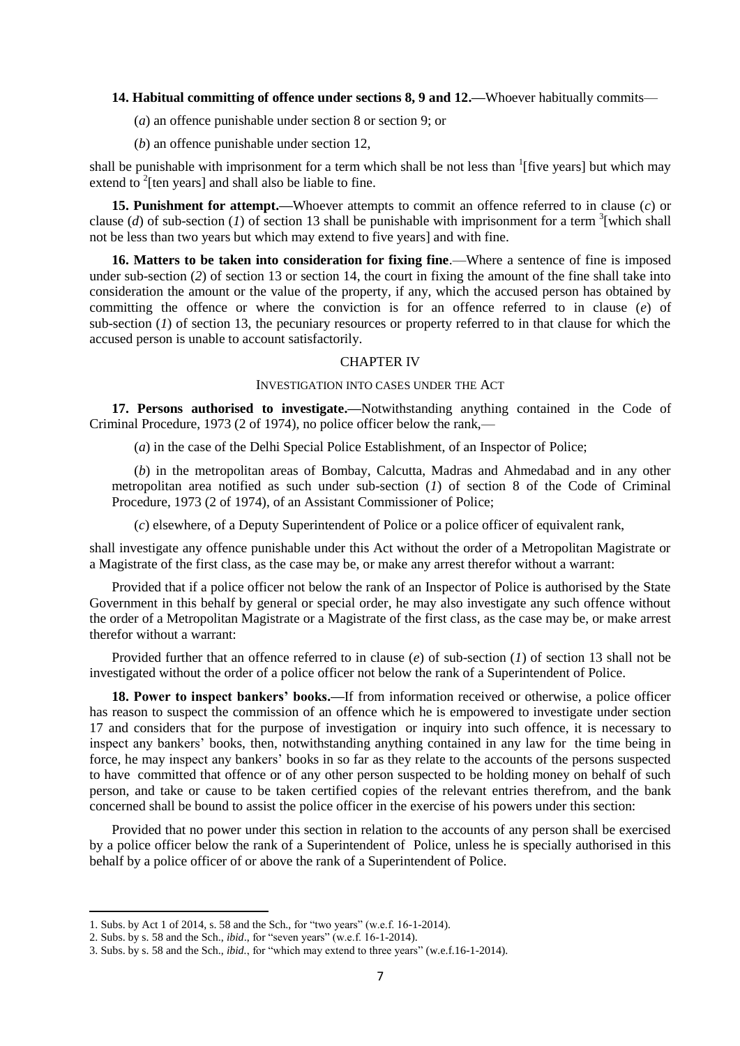**14. Habitual committing of offence under sections 8, 9 and 12.—**Whoever habitually commits—

(*a*) an offence punishable under section 8 or section 9; or

(*b*) an offence punishable under section 12,

shall be punishable with imprisonment for a term which shall be not less than [1][five years] but which may extend to [2][ten years] and shall also be liable to fine.

**15. Punishment for attempt.—**Whoever attempts to commit an offence referred to in clause (*c*) or clause (*d*) of sub-section (*1*) of section 13 shall be punishable with imprisonment for a term [3][which shall not be less than two years but which may extend to five years] and with fine.

**16. Matters to be taken into consideration for fixing fine**.—Where a sentence of fine is imposed under sub-section (*2*) of section 13 or section 14, the court in fixing the amount of the fine shall take into consideration the amount or the value of the property, if any, which the accused person has obtained by committing the offence or where the conviction is for an offence referred to in clause (*e*) of sub-section (*1*) of section 13, the pecuniary resources or property referred to in that clause for which the accused person is unable to account satisfactorily.

## CHAPTER IV

### INVESTIGATION INTO CASES UNDER THE ACT

**17. Persons authorised to investigate.—**Notwithstanding anything contained in the Code of Criminal Procedure, 1973 (2 of 1974), no police officer below the rank,—

(*a*) in the case of the Delhi Special Police Establishment, of an Inspector of Police;

(*b*) in the metropolitan areas of Bombay, Calcutta, Madras and Ahmedabad and in any other metropolitan area notified as such under sub-section (*1*) of section 8 of the Code of Criminal Procedure, 1973 (2 of 1974), of an Assistant Commissioner of Police;

(*c*) elsewhere, of a Deputy Superintendent of Police or a police officer of equivalent rank,

shall investigate any offence punishable under this Act without the order of a Metropolitan Magistrate or a Magistrate of the first class, as the case may be, or make any arrest therefor without a warrant:

Provided that if a police officer not below the rank of an Inspector of Police is authorised by the State Government in this behalf by general or special order, he may also investigate any such offence without the order of a Metropolitan Magistrate or a Magistrate of the first class, as the case may be, or make arrest therefor without a warrant:

Provided further that an offence referred to in clause (*e*) of sub-section (*1*) of section 13 shall not be investigated without the order of a police officer not below the rank of a Superintendent of Police.

**18. Power to inspect bankers' books.—**If from information received or otherwise, a police officer has reason to suspect the commission of an offence which he is empowered to investigate under section 17 and considers that for the purpose of investigation or inquiry into such offence, it is necessary to inspect any bankers' books, then, notwithstanding anything contained in any law for the time being in force, he may inspect any bankers' books in so far as they relate to the accounts of the persons suspected to have committed that offence or of any other person suspected to be holding money on behalf of such person, and take or cause to be taken certified copies of the relevant entries therefrom, and the bank concerned shall be bound to assist the police officer in the exercise of his powers under this section:

Provided that no power under this section in relation to the accounts of any person shall be exercised by a police officer below the rank of a Superintendent of Police, unless he is specially authorised in this behalf by a police officer of or above the rank of a Superintendent of Police.

---

1. Subs. by Act 1 of 2014, s. 58 and the Sch., for "two years" (w.e.f. 16-1-2014).
2. Subs. by s. 58 and the Sch., *ibid*., for "seven years" (w.e.f. 16-1-2014).
3. Subs. by s. 58 and the Sch., *ibid.*, for "which may extend to three years" (w.e.f.16-1-2014).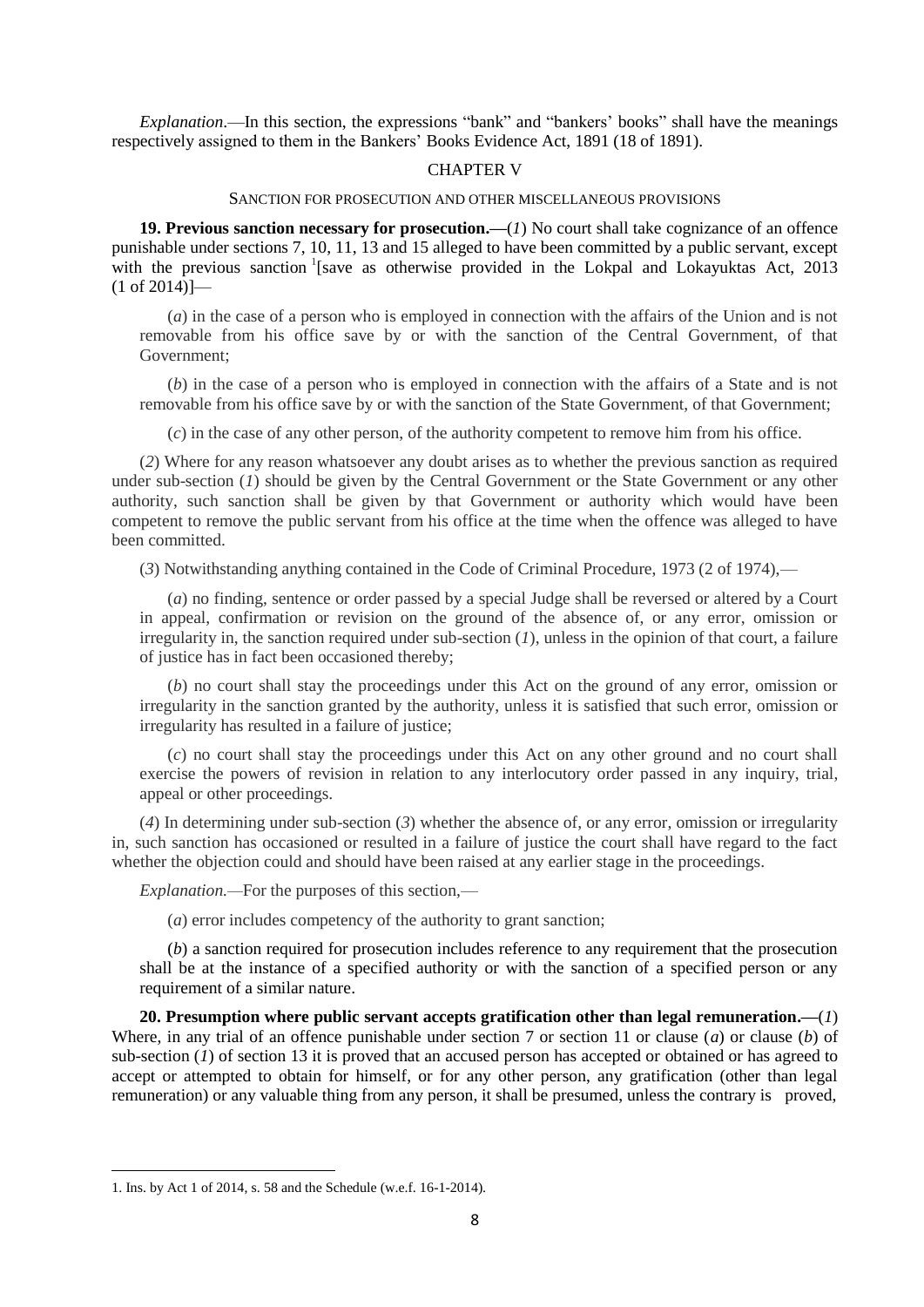*Explanation*.—In this section, the expressions "bank" and "bankers' books" shall have the meanings respectively assigned to them in the Bankers' Books Evidence Act, 1891 (18 of 1891).

## CHAPTER V

### SANCTION FOR PROSECUTION AND OTHER MISCELLANEOUS PROVISIONS

**19. Previous sanction necessary for prosecution.—**(*1*) No court shall take cognizance of an offence punishable under sections 7, 10, 11, 13 and 15 alleged to have been committed by a public servant, except with the previous sanction [1][save as otherwise provided in the Lokpal and Lokayuktas Act, 2013 (1 of 2014)]—

(*a*) in the case of a person who is employed in connection with the affairs of the Union and is not removable from his office save by or with the sanction of the Central Government, of that Government;

(*b*) in the case of a person who is employed in connection with the affairs of a State and is not removable from his office save by or with the sanction of the State Government, of that Government;

(*c*) in the case of any other person, of the authority competent to remove him from his office.

(*2*) Where for any reason whatsoever any doubt arises as to whether the previous sanction as required under sub-section (*1*) should be given by the Central Government or the State Government or any other authority, such sanction shall be given by that Government or authority which would have been competent to remove the public servant from his office at the time when the offence was alleged to have been committed.

(*3*) Notwithstanding anything contained in the Code of Criminal Procedure, 1973 (2 of 1974),—

(*a*) no finding, sentence or order passed by a special Judge shall be reversed or altered by a Court in appeal, confirmation or revision on the ground of the absence of, or any error, omission or irregularity in, the sanction required under sub-section (*1*), unless in the opinion of that court, a failure of justice has in fact been occasioned thereby;

(*b*) no court shall stay the proceedings under this Act on the ground of any error, omission or irregularity in the sanction granted by the authority, unless it is satisfied that such error, omission or irregularity has resulted in a failure of justice;

(*c*) no court shall stay the proceedings under this Act on any other ground and no court shall exercise the powers of revision in relation to any interlocutory order passed in any inquiry, trial, appeal or other proceedings.

(*4*) In determining under sub-section (*3*) whether the absence of, or any error, omission or irregularity in, such sanction has occasioned or resulted in a failure of justice the court shall have regard to the fact whether the objection could and should have been raised at any earlier stage in the proceedings.

*Explanation.*—For the purposes of this section,—

(*a*) error includes competency of the authority to grant sanction;

(*b*) a sanction required for prosecution includes reference to any requirement that the prosecution shall be at the instance of a specified authority or with the sanction of a specified person or any requirement of a similar nature.

**20. Presumption where public servant accepts gratification other than legal remuneration.—**(*1*) Where, in any trial of an offence punishable under section 7 or section 11 or clause (*a*) or clause (*b*) of sub-section (*1*) of section 13 it is proved that an accused person has accepted or obtained or has agreed to accept or attempted to obtain for himself, or for any other person, any gratification (other than legal remuneration) or any valuable thing from any person, it shall be presumed, unless the contrary is proved,

---

1. Ins. by Act 1 of 2014, s. 58 and the Schedule (w.e.f. 16-1-2014).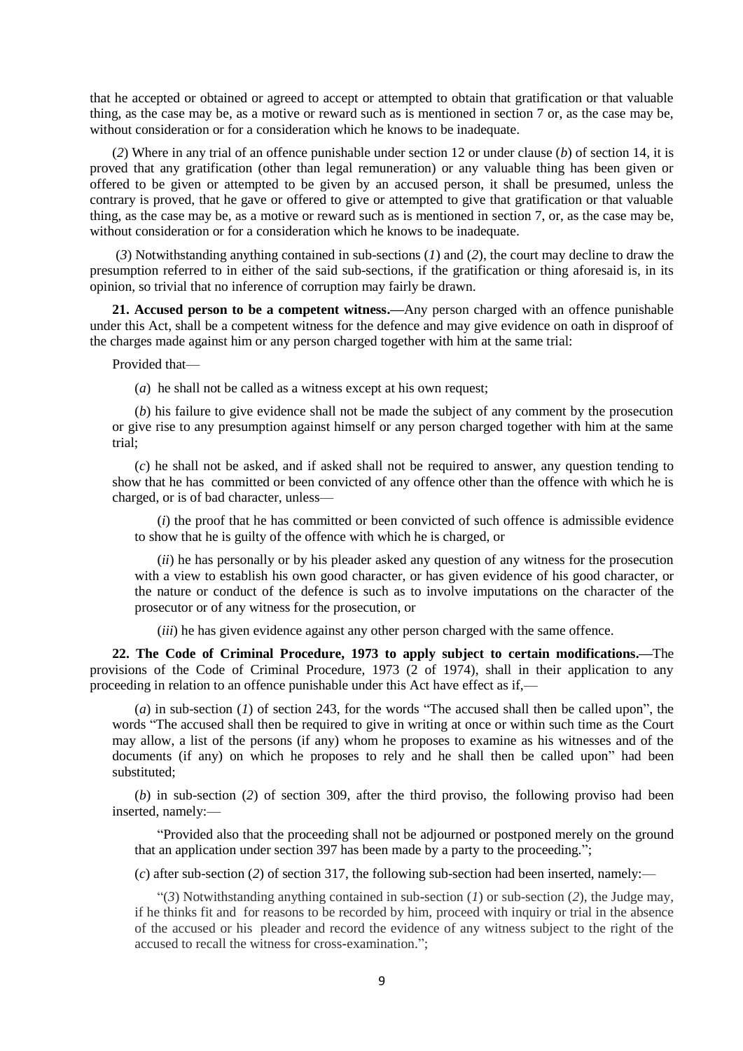that he accepted or obtained or agreed to accept or attempted to obtain that gratification or that valuable thing, as the case may be, as a motive or reward such as is mentioned in section 7 or, as the case may be, without consideration or for a consideration which he knows to be inadequate.

(*2*) Where in any trial of an offence punishable under section 12 or under clause (*b*) of section 14, it is proved that any gratification (other than legal remuneration) or any valuable thing has been given or offered to be given or attempted to be given by an accused person, it shall be presumed, unless the contrary is proved, that he gave or offered to give or attempted to give that gratification or that valuable thing, as the case may be, as a motive or reward such as is mentioned in section 7, or, as the case may be, without consideration or for a consideration which he knows to be inadequate.

(*3*) Notwithstanding anything contained in sub-sections (*1*) and (*2*), the court may decline to draw the presumption referred to in either of the said sub-sections, if the gratification or thing aforesaid is, in its opinion, so trivial that no inference of corruption may fairly be drawn.

**21. Accused person to be a competent witness.—**Any person charged with an offence punishable under this Act, shall be a competent witness for the defence and may give evidence on oath in disproof of the charges made against him or any person charged together with him at the same trial:

Provided that—

(*a*) he shall not be called as a witness except at his own request;

(*b*) his failure to give evidence shall not be made the subject of any comment by the prosecution or give rise to any presumption against himself or any person charged together with him at the same trial;

(*c*) he shall not be asked, and if asked shall not be required to answer, any question tending to show that he has committed or been convicted of any offence other than the offence with which he is charged, or is of bad character, unless—

(*i*) the proof that he has committed or been convicted of such offence is admissible evidence to show that he is guilty of the offence with which he is charged, or

(*ii*) he has personally or by his pleader asked any question of any witness for the prosecution with a view to establish his own good character, or has given evidence of his good character, or the nature or conduct of the defence is such as to involve imputations on the character of the prosecutor or of any witness for the prosecution, or

(*iii*) he has given evidence against any other person charged with the same offence.

**22. The Code of Criminal Procedure, 1973 to apply subject to certain modifications.—**The provisions of the Code of Criminal Procedure, 1973 (2 of 1974), shall in their application to any proceeding in relation to an offence punishable under this Act have effect as if,—

(*a*) in sub-section (*1*) of section 243, for the words "The accused shall then be called upon", the words "The accused shall then be required to give in writing at once or within such time as the Court may allow, a list of the persons (if any) whom he proposes to examine as his witnesses and of the documents (if any) on which he proposes to rely and he shall then be called upon" had been substituted;

(*b*) in sub-section (*2*) of section 309, after the third proviso, the following proviso had been inserted, namely:—

"Provided also that the proceeding shall not be adjourned or postponed merely on the ground that an application under section 397 has been made by a party to the proceeding.";

(*c*) after sub-section (*2*) of section 317, the following sub-section had been inserted, namely:—

"(*3*) Notwithstanding anything contained in sub-section (*1*) or sub-section (*2*), the Judge may, if he thinks fit and for reasons to be recorded by him, proceed with inquiry or trial in the absence of the accused or his pleader and record the evidence of any witness subject to the right of the accused to recall the witness for cross-examination.";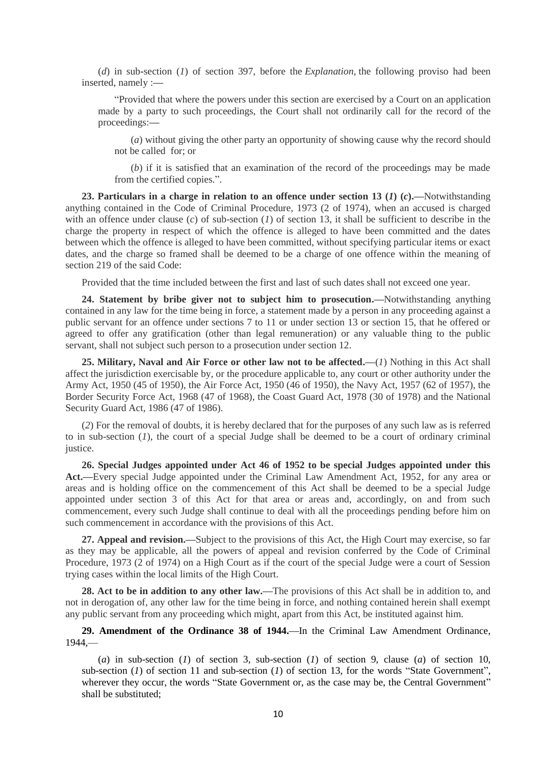(*d*) in sub-section (*1*) of section 397, before the *Explanation,* the following proviso had been inserted, namely :—

"Provided that where the powers under this section are exercised by a Court on an application made by a party to such proceedings, the Court shall not ordinarily call for the record of the proceedings:—

(*a*) without giving the other party an opportunity of showing cause why the record should not be called for; or

(*b*) if it is satisfied that an examination of the record of the proceedings may be made from the certified copies.".

**23. Particulars in a charge in relation to an offence under section 13 (*1*) (*c*).—**Notwithstanding anything contained in the Code of Criminal Procedure, 1973 (2 of 1974), when an accused is charged with an offence under clause (*c*) of sub-section (*1*) of section 13, it shall be sufficient to describe in the charge the property in respect of which the offence is alleged to have been committed and the dates between which the offence is alleged to have been committed, without specifying particular items or exact dates, and the charge so framed shall be deemed to be a charge of one offence within the meaning of section 219 of the said Code:

Provided that the time included between the first and last of such dates shall not exceed one year.

**24. Statement by bribe giver not to subject him to prosecution.—**Notwithstanding anything contained in any law for the time being in force, a statement made by a person in any proceeding against a public servant for an offence under sections 7 to 11 or under section 13 or section 15, that he offered or agreed to offer any gratification (other than legal remuneration) or any valuable thing to the public servant, shall not subject such person to a prosecution under section 12.

**25. Military, Naval and Air Force or other law not to be affected.—**(*1*) Nothing in this Act shall affect the jurisdiction exercisable by, or the procedure applicable to, any court or other authority under the Army Act, 1950 (45 of 1950), the Air Force Act, 1950 (46 of 1950), the Navy Act, 1957 (62 of 1957), the Border Security Force Act, 1968 (47 of 1968), the Coast Guard Act, 1978 (30 of 1978) and the National Security Guard Act, 1986 (47 of 1986).

(*2*) For the removal of doubts, it is hereby declared that for the purposes of any such law as is referred to in sub-section (*1*), the court of a special Judge shall be deemed to be a court of ordinary criminal justice.

**26. Special Judges appointed under Act 46 of 1952 to be special Judges appointed under this Act.—**Every special Judge appointed under the Criminal Law Amendment Act, 1952, for any area or areas and is holding office on the commencement of this Act shall be deemed to be a special Judge appointed under section 3 of this Act for that area or areas and, accordingly, on and from such commencement, every such Judge shall continue to deal with all the proceedings pending before him on such commencement in accordance with the provisions of this Act.

**27. Appeal and revision.—**Subject to the provisions of this Act, the High Court may exercise, so far as they may be applicable, all the powers of appeal and revision conferred by the Code of Criminal Procedure, 1973 (2 of 1974) on a High Court as if the court of the special Judge were a court of Session trying cases within the local limits of the High Court.

**28. Act to be in addition to any other law.—**The provisions of this Act shall be in addition to, and not in derogation of, any other law for the time being in force, and nothing contained herein shall exempt any public servant from any proceeding which might, apart from this Act, be instituted against him.

**29. Amendment of the Ordinance 38 of 1944.**—In the Criminal Law Amendment Ordinance, 1944,—

(*a*) in sub-section (*1*) of section 3, sub-section (*1*) of section 9, clause (*a*) of section 10, sub-section (*1*) of section 11 and sub-section (*1*) of section 13, for the words "State Government", wherever they occur, the words "State Government or, as the case may be, the Central Government" shall be substituted;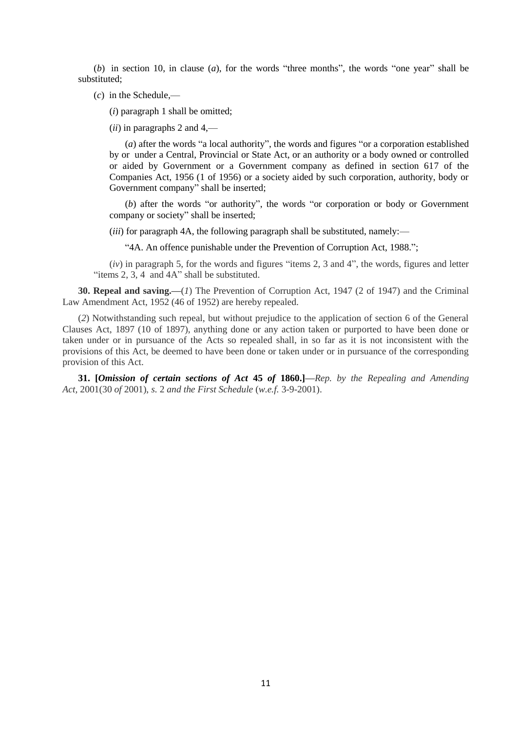(*b*) in section 10, in clause (*a*), for the words "three months", the words "one year" shall be substituted;

(*c*) in the Schedule,—

(*i*) paragraph 1 shall be omitted;

(*ii*) in paragraphs 2 and 4,—

(*a*) after the words "a local authority", the words and figures "or a corporation established by or under a Central, Provincial or State Act, or an authority or a body owned or controlled or aided by Government or a Government company as defined in section 617 of the Companies Act, 1956 (1 of 1956) or a society aided by such corporation, authority, body or Government company" shall be inserted;

(*b*) after the words "or authority", the words "or corporation or body or Government company or society" shall be inserted;

(*iii*) for paragraph 4A, the following paragraph shall be substituted, namely:—

"4A. An offence punishable under the Prevention of Corruption Act, 1988.";

(*iv*) in paragraph 5, for the words and figures "items 2, 3 and 4", the words, figures and letter "items 2, 3, 4 and 4A" shall be substituted.

**30. Repeal and saving.**—(*1*) The Prevention of Corruption Act, 1947 (2 of 1947) and the Criminal Law Amendment Act, 1952 (46 of 1952) are hereby repealed.

(*2*) Notwithstanding such repeal, but without prejudice to the application of section 6 of the General Clauses Act, 1897 (10 of 1897), anything done or any action taken or purported to have been done or taken under or in pursuance of the Acts so repealed shall, in so far as it is not inconsistent with the provisions of this Act, be deemed to have been done or taken under or in pursuance of the corresponding provision of this Act.

**31. [*Omission of certain sections of Act* 45 *of* 1860.]**—*Rep. by the Repealing and Amending Act,* 2001(30 *of* 2001), *s.* 2 *and the First Schedule* (*w.e.f.* 3-9-2001).